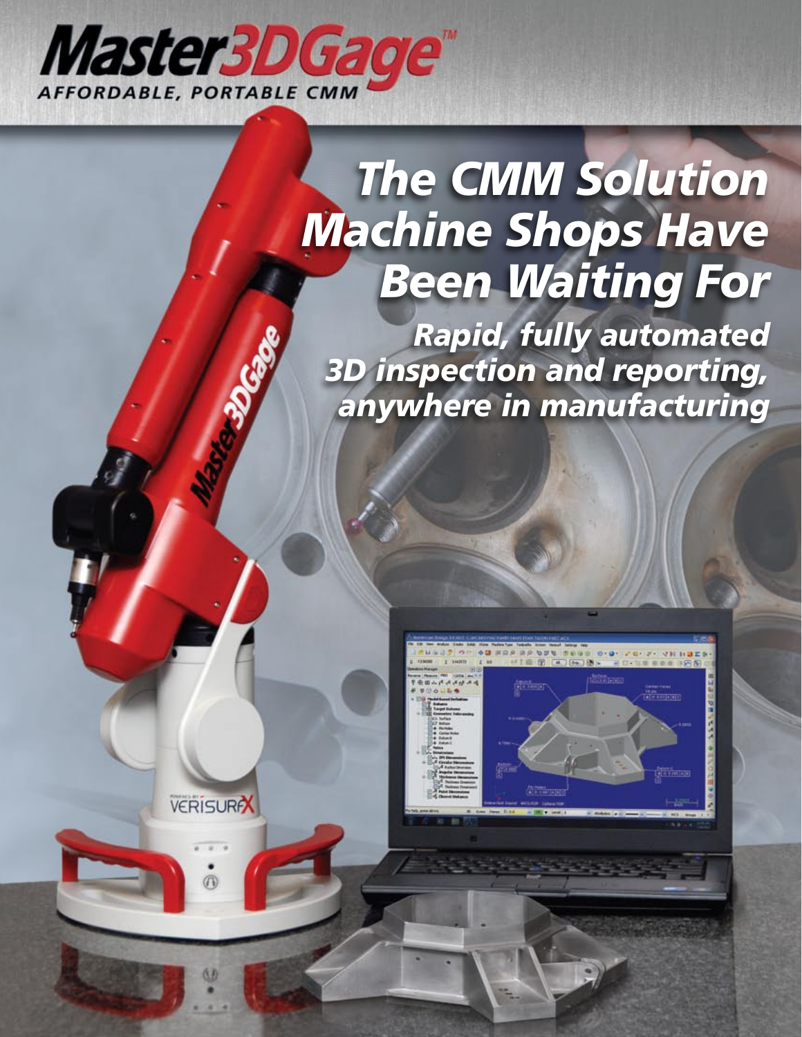# Master3DGage™

AFFORDABLE, PORTABLE CMM

## *The CMM Solution Machine Shops Have Been Waiting For*

### *Rapid, fully automated 3D inspection and reporting, anywhere in manufacturing*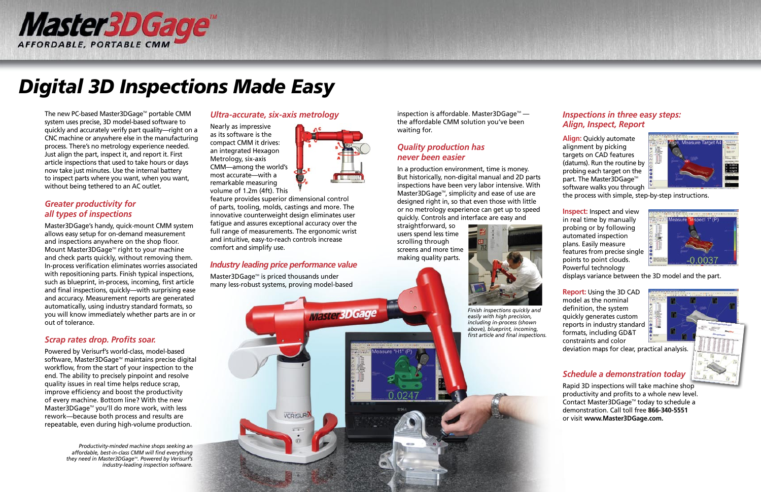# Master3DGage™

**AFFORDABLE, PORTABLE CMM**

## Digital 3D Inspections Made Easy

The new PC-based Master3DGage™ portable CMM system uses precise, 3D model-based software to quickly and accurately verify part quality—right on a CNC machine or anywhere else in the manufacturing process. There's no metrology experience needed. Just align the part, inspect it, and report it. First article inspections that used to take hours or days now take just minutes. Use the internal battery to inspect parts where you want, when you want, without being tethered to an AC outlet.

### *Greater productivity for all types of inspections*

Master3DGage's handy, quick-mount CMM system allows easy setup for on-demand measurement and inspections anywhere on the shop floor. Mount Master3DGage™ right to your machine and check parts quickly, without removing them. In-process verification eliminates worries associated with repositioning parts. Finish typical inspections, such as blueprint, in-process, incoming, first article and final inspections, quickly—with surprising ease and accuracy. Measurement reports are generated automatically, using industry standard formats, so you will know immediately whether parts are in or out of tolerance.

### *Scrap rates drop. Profits soar.*

Powered by Verisurf's world-class, model-based software, Master3DGage™ maintains precise digital workflow, from the start of your inspection to the end. The ability to precisely pinpoint and resolve quality issues in real time helps reduce scrap, improve efficiency and boost the productivity of every machine. Bottom line? With the new Master3DGage™ you'll do more work, with less rework—because both process and results are repeatable, even during high-volume production.

*Productivity-minded machine shops seeking an affordable, best-in-class CMM will find everything they need in Master3DGage™. Powered by Verisurf's industry-leading inspection software.*

### *Ultra-accurate, six-axis metrology*

Nearly as impressive as its software is the compact CMM it drives: an integrated Hexagon Metrology, six-axis CMM—among the world's most accurate—with a remarkable measuring volume of 1.2m (4ft). This feature provides superior dimensional control of parts, tooling, molds, castings and more. The innovative counterweight design eliminates user fatigue and assures exceptional accuracy over the full range of measurements. The ergonomic wrist and intuitive, easy-to-reach controls increase comfort and simplify use.

### *Industry leading price performance value*

Master3DGage™ is priced thousands under many less-robust systems, proving model-based inspection is affordable. Master3DGage™ — the affordable CMM solution you've been waiting for.

### *Quality production has never been easier*

In a production environment, time is money. But historically, non-digital manual and 2D parts inspections have been very labor intensive. With Master3DGage™, simplicity and ease of use are designed right in, so that even those with little or no metrology experience can get up to speed quickly. Controls and interface are easy and straightforward, so users spend less time scrolling through screens and more time making quality parts.

*Finish inspections quickly and easily with high precision, including in-process (shown above), blueprint, incoming, first article and final inspections.*

### *Inspections in three easy steps: Align, Inspect, Report*

**Align:** Quickly automate alignment by picking targets on CAD features (datums). Run the routine by probing each target on the part. The Master3DGage™ software walks you through the process with simple, step-by-step instructions.

**Inspect:** Inspect and view in real time by manually probing or by following automated inspection plans. Easily measure features from precise single points to point clouds. Powerful technology displays variance between the 3D model and the part.

**Report:** Using the 3D CAD model as the nominal definition, the system quickly generates custom reports in industry standard formats, including GD&T constraints and color deviation maps for clear, practical analysis.

### *Schedule a demonstration today*

Rapid 3D inspections will take machine shop productivity and profits to a whole new level. Contact Master3DGage™ today to schedule a demonstration. Call toll free **866-340-5551** or visit **www.Master3DGage.com.**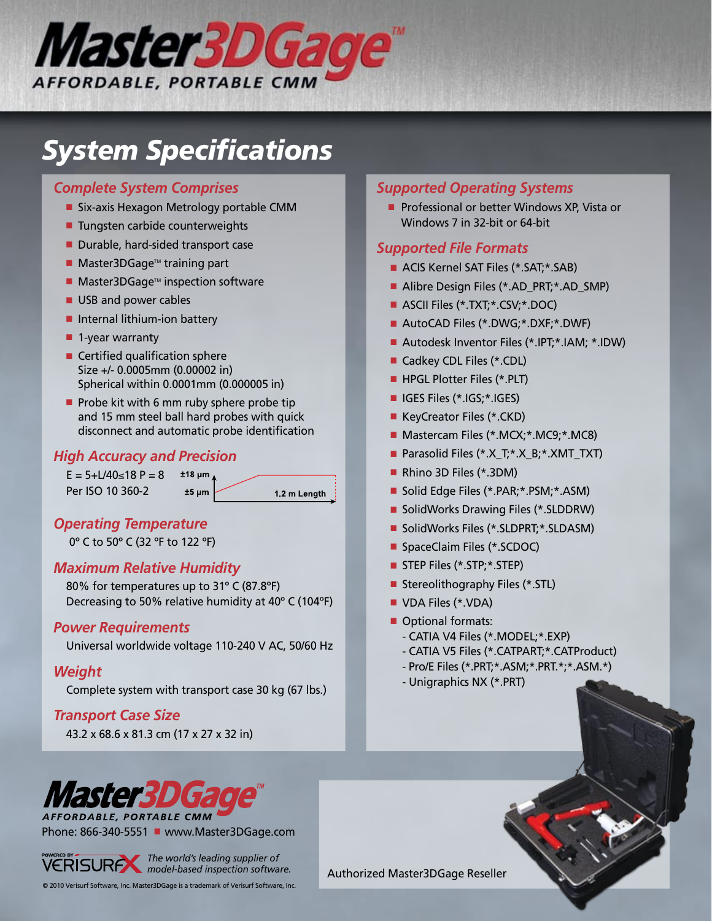# Master3DGage™

AFFORDABLE, PORTABLE CMM

## System Specifications

### Complete System Comprises

- Six-axis Hexagon Metrology portable CMM
- Tungsten carbide counterweights
- Durable, hard-sided transport case
- Master3DGage™ training part
- Master3DGage™ inspection software
- USB and power cables
- Internal lithium-ion battery
- 1-year warranty
- Certified qualification sphere
  Size +/- 0.0005mm (0.00002 in)
  Spherical within 0.0001mm (0.000005 in)
- Probe kit with 6 mm ruby sphere probe tip and 15 mm steel ball hard probes with quick disconnect and automatic probe identification

### High Accuracy and Precision

E = 5+L/40≤18 P = 8
Per ISO 10 360-2

±18 µm
±5 µm
1.2 m Length

### Operating Temperature

0° C to 50° C (32 °F to 122 °F)

### Maximum Relative Humidity

80% for temperatures up to 31° C (87.8°F)
Decreasing to 50% relative humidity at 40° C (104°F)

### Power Requirements

Universal worldwide voltage 110-240 V AC, 50/60 Hz

### Weight

Complete system with transport case 30 kg (67 lbs.)

### Transport Case Size

43.2 x 68.6 x 81.3 cm (17 x 27 x 32 in)

### Supported Operating Systems

- Professional or better Windows XP, Vista or Windows 7 in 32-bit or 64-bit

### Supported File Formats

- ACIS Kernel SAT Files (*.SAT;*.SAB)
- Alibre Design Files (*.AD_PRT;*.AD_SMP)
- ASCII Files (*.TXT;*.CSV;*.DOC)
- AutoCAD Files (*.DWG;*.DXF;*.DWF)
- Autodesk Inventor Files (*.IPT;*.IAM; *.IDW)
- Cadkey CDL Files (*.CDL)
- HPGL Plotter Files (*.PLT)
- IGES Files (*.IGS;*.IGES)
- KeyCreator Files (*.CKD)
- Mastercam Files (*.MCX;*.MC9;*.MC8)
- Parasolid Files (*.X_T;*.X_B;*.XMT_TXT)
- Rhino 3D Files (*.3DM)
- Solid Edge Files (*.PAR;*.PSM;*.ASM)
- SolidWorks Drawing Files (*.SLDDRW)
- SolidWorks Files (*.SLDPRT;*.SLDASM)
- SpaceClaim Files (*.SCDOC)
- STEP Files (*.STP;*.STEP)
- Stereolithography Files (*.STL)
- VDA Files (*.VDA)
- Optional formats:
  - CATIA V4 Files (*.MODEL;*.EXP)
  - CATIA V5 Files (*.CATPART;*.CATProduct)
  - Pro/E Files (*.PRT;*.ASM;*.PRT.*;*.ASM.*)
  - Unigraphics NX (*.PRT)

Master3DGage™
AFFORDABLE, PORTABLE CMM

Phone: 866-340-5551 ■ www.Master3DGage.com

POWERED BY VERISURF — *The world's leading supplier of model-based inspection software.*

© 2010 Verisurf Software, Inc. Master3DGage is a trademark of Verisurf Software, Inc.

Authorized Master3DGage Reseller